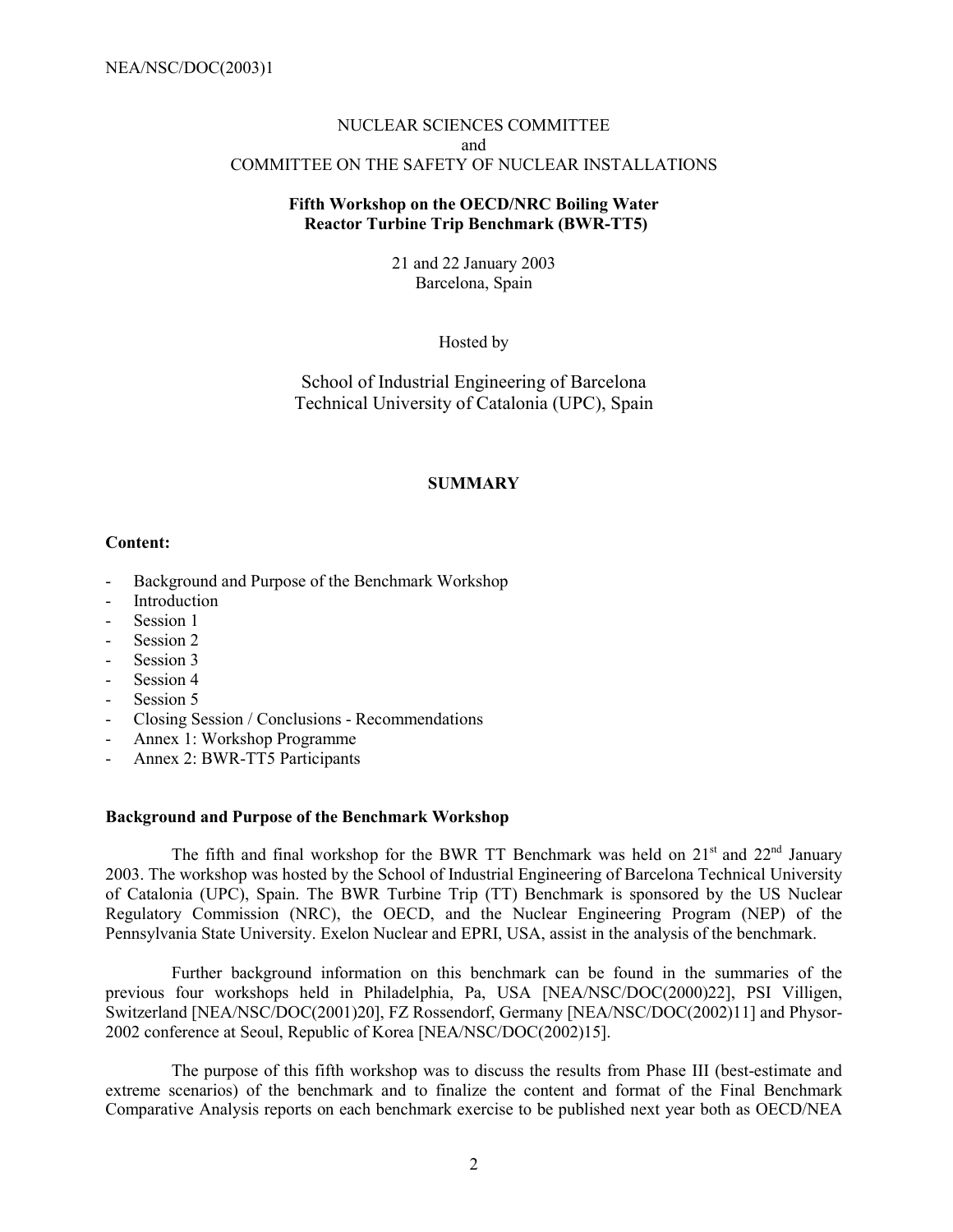NUCLEAR SCIENCES COMMITTEE
and
COMMITTEE ON THE SAFETY OF NUCLEAR INSTALLATIONS

**Fifth Workshop on the OECD/NRC Boiling Water Reactor Turbine Trip Benchmark (BWR-TT5)**

21 and 22 January 2003
Barcelona, Spain

Hosted by

School of Industrial Engineering of Barcelona
Technical University of Catalonia (UPC), Spain

## SUMMARY

**Content:**

- Background and Purpose of the Benchmark Workshop
- Introduction
- Session 1
- Session 2
- Session 3
- Session 4
- Session 5
- Closing Session / Conclusions - Recommendations
- Annex 1: Workshop Programme
- Annex 2: BWR-TT5 Participants

### Background and Purpose of the Benchmark Workshop

The fifth and final workshop for the BWR TT Benchmark was held on 21st and 22nd January 2003. The workshop was hosted by the School of Industrial Engineering of Barcelona Technical University of Catalonia (UPC), Spain. The BWR Turbine Trip (TT) Benchmark is sponsored by the US Nuclear Regulatory Commission (NRC), the OECD, and the Nuclear Engineering Program (NEP) of the Pennsylvania State University. Exelon Nuclear and EPRI, USA, assist in the analysis of the benchmark.

Further background information on this benchmark can be found in the summaries of the previous four workshops held in Philadelphia, Pa, USA [NEA/NSC/DOC(2000)22], PSI Villigen, Switzerland [NEA/NSC/DOC(2001)20], FZ Rossendorf, Germany [NEA/NSC/DOC(2002)11] and Physor-2002 conference at Seoul, Republic of Korea [NEA/NSC/DOC(2002)15].

The purpose of this fifth workshop was to discuss the results from Phase III (best-estimate and extreme scenarios) of the benchmark and to finalize the content and format of the Final Benchmark Comparative Analysis reports on each benchmark exercise to be published next year both as OECD/NEA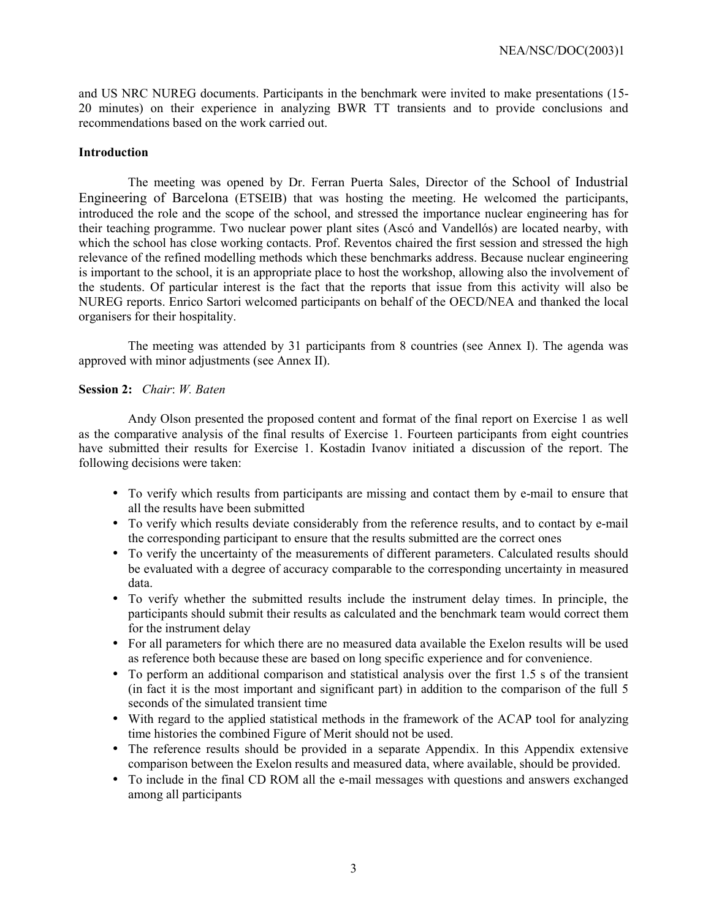and US NRC NUREG documents. Participants in the benchmark were invited to make presentations (15-20 minutes) on their experience in analyzing BWR TT transients and to provide conclusions and recommendations based on the work carried out.

**Introduction**

The meeting was opened by Dr. Ferran Puerta Sales, Director of the School of Industrial Engineering of Barcelona (ETSEIB) that was hosting the meeting. He welcomed the participants, introduced the role and the scope of the school, and stressed the importance nuclear engineering has for their teaching programme. Two nuclear power plant sites (Ascó and Vandellós) are located nearby, with which the school has close working contacts. Prof. Reventos chaired the first session and stressed the high relevance of the refined modelling methods which these benchmarks address. Because nuclear engineering is important to the school, it is an appropriate place to host the workshop, allowing also the involvement of the students. Of particular interest is the fact that the reports that issue from this activity will also be NUREG reports. Enrico Sartori welcomed participants on behalf of the OECD/NEA and thanked the local organisers for their hospitality.

The meeting was attended by 31 participants from 8 countries (see Annex I). The agenda was approved with minor adjustments (see Annex II).

**Session 2:** *Chair*: *W. Baten*

Andy Olson presented the proposed content and format of the final report on Exercise 1 as well as the comparative analysis of the final results of Exercise 1. Fourteen participants from eight countries have submitted their results for Exercise 1. Kostadin Ivanov initiated a discussion of the report. The following decisions were taken:

- To verify which results from participants are missing and contact them by e-mail to ensure that all the results have been submitted
- To verify which results deviate considerably from the reference results, and to contact by e-mail the corresponding participant to ensure that the results submitted are the correct ones
- To verify the uncertainty of the measurements of different parameters. Calculated results should be evaluated with a degree of accuracy comparable to the corresponding uncertainty in measured data.
- To verify whether the submitted results include the instrument delay times. In principle, the participants should submit their results as calculated and the benchmark team would correct them for the instrument delay
- For all parameters for which there are no measured data available the Exelon results will be used as reference both because these are based on long specific experience and for convenience.
- To perform an additional comparison and statistical analysis over the first 1.5 s of the transient (in fact it is the most important and significant part) in addition to the comparison of the full 5 seconds of the simulated transient time
- With regard to the applied statistical methods in the framework of the ACAP tool for analyzing time histories the combined Figure of Merit should not be used.
- The reference results should be provided in a separate Appendix. In this Appendix extensive comparison between the Exelon results and measured data, where available, should be provided.
- To include in the final CD ROM all the e-mail messages with questions and answers exchanged among all participants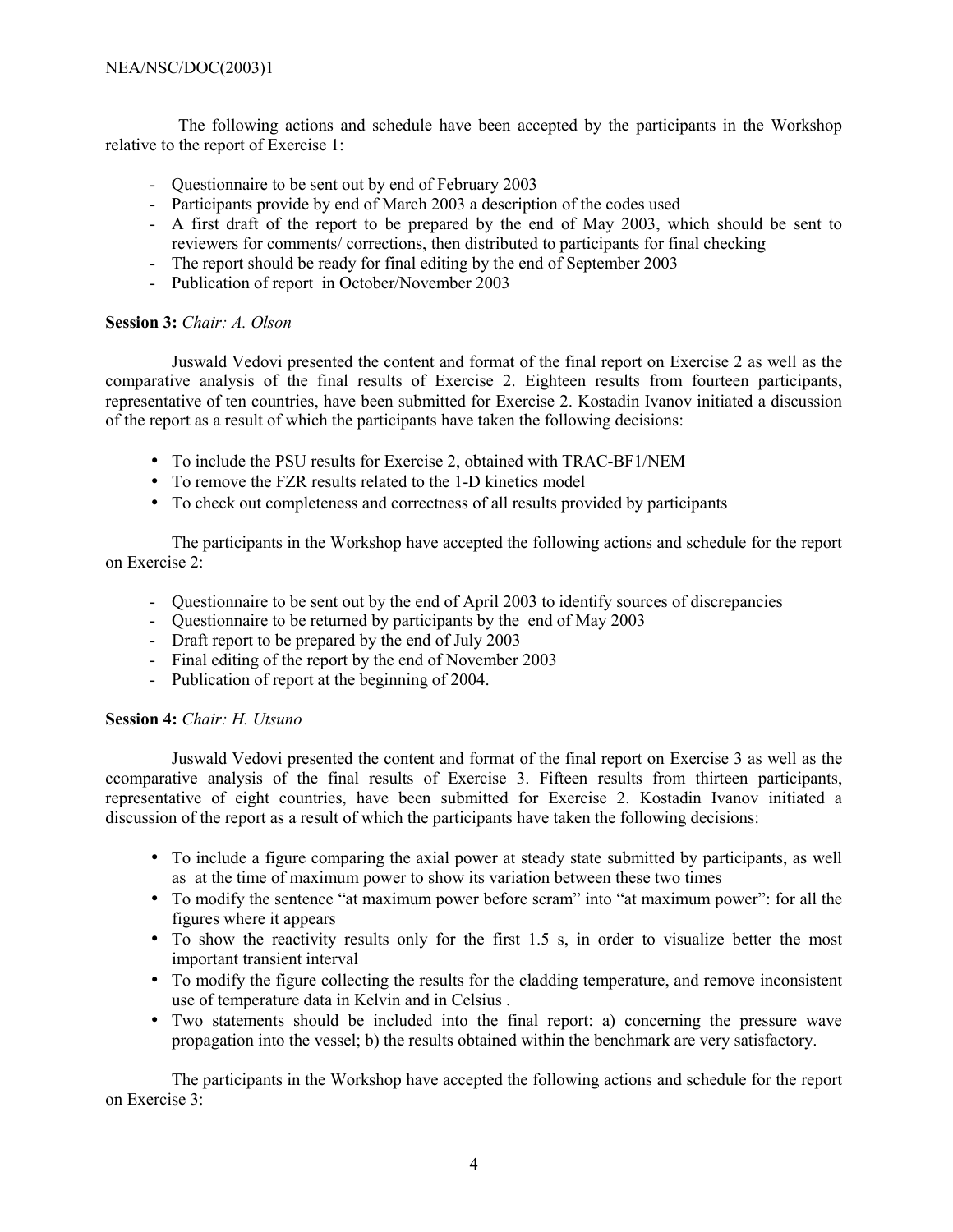The following actions and schedule have been accepted by the participants in the Workshop relative to the report of Exercise 1:

- Questionnaire to be sent out by end of February 2003
- Participants provide by end of March 2003 a description of the codes used
- A first draft of the report to be prepared by the end of May 2003, which should be sent to reviewers for comments/ corrections, then distributed to participants for final checking
- The report should be ready for final editing by the end of September 2003
- Publication of report in October/November 2003

**Session 3:** *Chair: A. Olson*

Juswald Vedovi presented the content and format of the final report on Exercise 2 as well as the comparative analysis of the final results of Exercise 2. Eighteen results from fourteen participants, representative of ten countries, have been submitted for Exercise 2. Kostadin Ivanov initiated a discussion of the report as a result of which the participants have taken the following decisions:

- To include the PSU results for Exercise 2, obtained with TRAC-BF1/NEM
- To remove the FZR results related to the 1-D kinetics model
- To check out completeness and correctness of all results provided by participants

The participants in the Workshop have accepted the following actions and schedule for the report on Exercise 2:

- Questionnaire to be sent out by the end of April 2003 to identify sources of discrepancies
- Questionnaire to be returned by participants by the end of May 2003
- Draft report to be prepared by the end of July 2003
- Final editing of the report by the end of November 2003
- Publication of report at the beginning of 2004.

**Session 4:** *Chair: H. Utsuno*

Juswald Vedovi presented the content and format of the final report on Exercise 3 as well as the ccomparative analysis of the final results of Exercise 3. Fifteen results from thirteen participants, representative of eight countries, have been submitted for Exercise 2. Kostadin Ivanov initiated a discussion of the report as a result of which the participants have taken the following decisions:

- To include a figure comparing the axial power at steady state submitted by participants, as well as at the time of maximum power to show its variation between these two times
- To modify the sentence "at maximum power before scram" into "at maximum power": for all the figures where it appears
- To show the reactivity results only for the first 1.5 s, in order to visualize better the most important transient interval
- To modify the figure collecting the results for the cladding temperature, and remove inconsistent use of temperature data in Kelvin and in Celsius .
- Two statements should be included into the final report: a) concerning the pressure wave propagation into the vessel; b) the results obtained within the benchmark are very satisfactory.

The participants in the Workshop have accepted the following actions and schedule for the report on Exercise 3: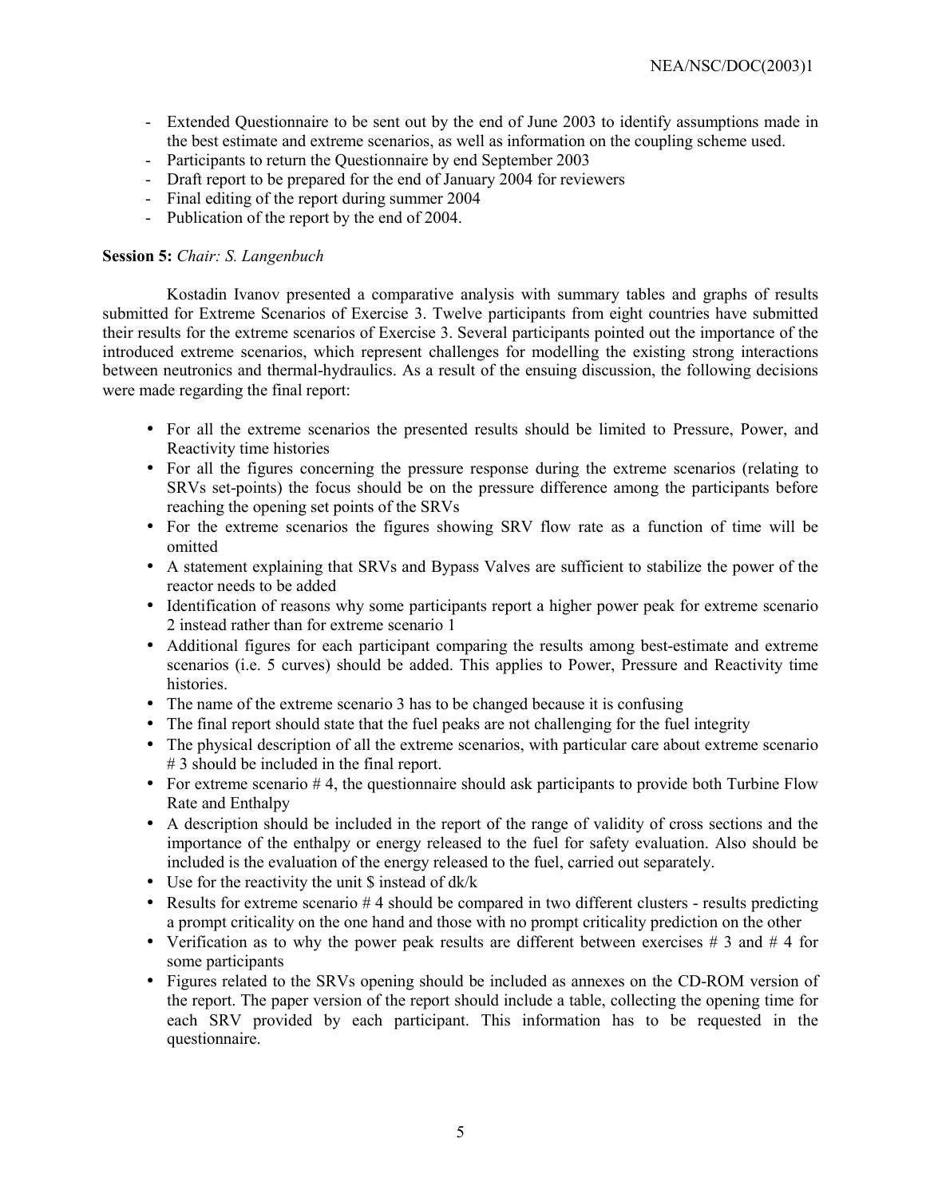- Extended Questionnaire to be sent out by the end of June 2003 to identify assumptions made in the best estimate and extreme scenarios, as well as information on the coupling scheme used.
- Participants to return the Questionnaire by end September 2003
- Draft report to be prepared for the end of January 2004 for reviewers
- Final editing of the report during summer 2004
- Publication of the report by the end of 2004.

**Session 5:** *Chair: S. Langenbuch*

Kostadin Ivanov presented a comparative analysis with summary tables and graphs of results submitted for Extreme Scenarios of Exercise 3. Twelve participants from eight countries have submitted their results for the extreme scenarios of Exercise 3. Several participants pointed out the importance of the introduced extreme scenarios, which represent challenges for modelling the existing strong interactions between neutronics and thermal-hydraulics. As a result of the ensuing discussion, the following decisions were made regarding the final report:

- For all the extreme scenarios the presented results should be limited to Pressure, Power, and Reactivity time histories
- For all the figures concerning the pressure response during the extreme scenarios (relating to SRVs set-points) the focus should be on the pressure difference among the participants before reaching the opening set points of the SRVs
- For the extreme scenarios the figures showing SRV flow rate as a function of time will be omitted
- A statement explaining that SRVs and Bypass Valves are sufficient to stabilize the power of the reactor needs to be added
- Identification of reasons why some participants report a higher power peak for extreme scenario 2 instead rather than for extreme scenario 1
- Additional figures for each participant comparing the results among best-estimate and extreme scenarios (i.e. 5 curves) should be added. This applies to Power, Pressure and Reactivity time histories.
- The name of the extreme scenario 3 has to be changed because it is confusing
- The final report should state that the fuel peaks are not challenging for the fuel integrity
- The physical description of all the extreme scenarios, with particular care about extreme scenario # 3 should be included in the final report.
- For extreme scenario # 4, the questionnaire should ask participants to provide both Turbine Flow Rate and Enthalpy
- A description should be included in the report of the range of validity of cross sections and the importance of the enthalpy or energy released to the fuel for safety evaluation. Also should be included is the evaluation of the energy released to the fuel, carried out separately.
- Use for the reactivity the unit $ instead of dk/k
- Results for extreme scenario # 4 should be compared in two different clusters - results predicting a prompt criticality on the one hand and those with no prompt criticality prediction on the other
- Verification as to why the power peak results are different between exercises # 3 and # 4 for some participants
- Figures related to the SRVs opening should be included as annexes on the CD-ROM version of the report. The paper version of the report should include a table, collecting the opening time for each SRV provided by each participant. This information has to be requested in the questionnaire.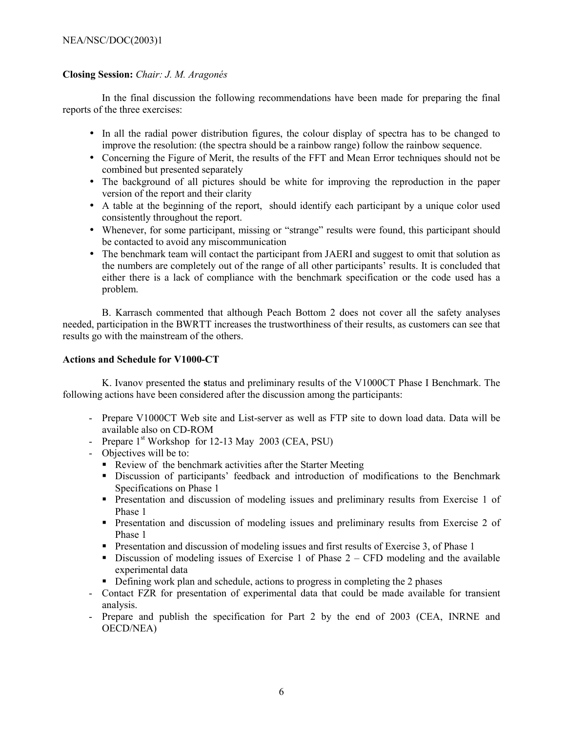**Closing Session:** *Chair: J. M. Aragonés*

In the final discussion the following recommendations have been made for preparing the final reports of the three exercises:

- In all the radial power distribution figures, the colour display of spectra has to be changed to improve the resolution: (the spectra should be a rainbow range) follow the rainbow sequence.
- Concerning the Figure of Merit, the results of the FFT and Mean Error techniques should not be combined but presented separately
- The background of all pictures should be white for improving the reproduction in the paper version of the report and their clarity
- A table at the beginning of the report, should identify each participant by a unique color used consistently throughout the report.
- Whenever, for some participant, missing or "strange" results were found, this participant should be contacted to avoid any miscommunication
- The benchmark team will contact the participant from JAERI and suggest to omit that solution as the numbers are completely out of the range of all other participants' results. It is concluded that either there is a lack of compliance with the benchmark specification or the code used has a problem.

B. Karrasch commented that although Peach Bottom 2 does not cover all the safety analyses needed, participation in the BWRTT increases the trustworthiness of their results, as customers can see that results go with the mainstream of the others.

**Actions and Schedule for V1000-CT**

K. Ivanov presented the **s**tatus and preliminary results of the V1000CT Phase I Benchmark. The following actions have been considered after the discussion among the participants:

- Prepare V1000CT Web site and List-server as well as FTP site to down load data. Data will be available also on CD-ROM
- Prepare 1st Workshop for 12-13 May 2003 (CEA, PSU)
- Objectives will be to:
  - Review of the benchmark activities after the Starter Meeting
  - Discussion of participants' feedback and introduction of modifications to the Benchmark Specifications on Phase 1
  - Presentation and discussion of modeling issues and preliminary results from Exercise 1 of Phase 1
  - Presentation and discussion of modeling issues and preliminary results from Exercise 2 of Phase 1
  - Presentation and discussion of modeling issues and first results of Exercise 3, of Phase 1
  - Discussion of modeling issues of Exercise 1 of Phase 2 – CFD modeling and the available experimental data
  - Defining work plan and schedule, actions to progress in completing the 2 phases
- Contact FZR for presentation of experimental data that could be made available for transient analysis.
- Prepare and publish the specification for Part 2 by the end of 2003 (CEA, INRNE and OECD/NEA)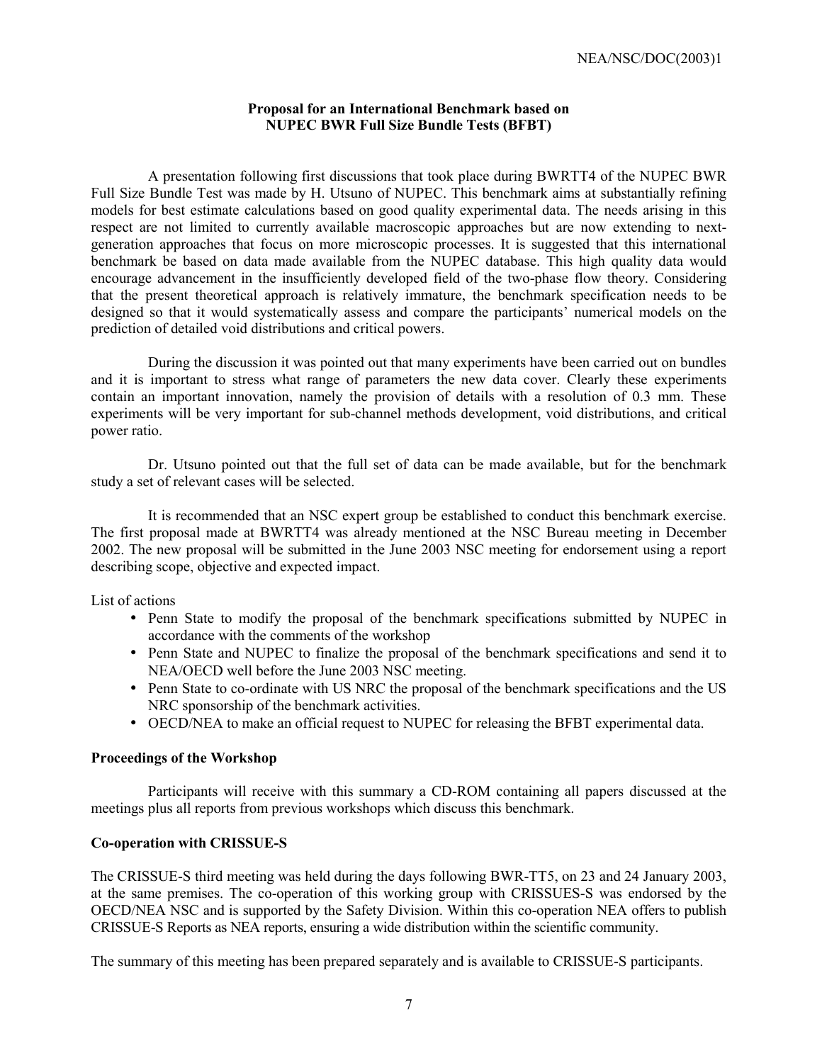### Proposal for an International Benchmark based on NUPEC BWR Full Size Bundle Tests (BFBT)

A presentation following first discussions that took place during BWRTT4 of the NUPEC BWR Full Size Bundle Test was made by H. Utsuno of NUPEC. This benchmark aims at substantially refining models for best estimate calculations based on good quality experimental data. The needs arising in this respect are not limited to currently available macroscopic approaches but are now extending to next-generation approaches that focus on more microscopic processes. It is suggested that this international benchmark be based on data made available from the NUPEC database. This high quality data would encourage advancement in the insufficiently developed field of the two-phase flow theory. Considering that the present theoretical approach is relatively immature, the benchmark specification needs to be designed so that it would systematically assess and compare the participants' numerical models on the prediction of detailed void distributions and critical powers.

During the discussion it was pointed out that many experiments have been carried out on bundles and it is important to stress what range of parameters the new data cover. Clearly these experiments contain an important innovation, namely the provision of details with a resolution of 0.3 mm. These experiments will be very important for sub-channel methods development, void distributions, and critical power ratio.

Dr. Utsuno pointed out that the full set of data can be made available, but for the benchmark study a set of relevant cases will be selected.

It is recommended that an NSC expert group be established to conduct this benchmark exercise. The first proposal made at BWRTT4 was already mentioned at the NSC Bureau meeting in December 2002. The new proposal will be submitted in the June 2003 NSC meeting for endorsement using a report describing scope, objective and expected impact.

List of actions

- Penn State to modify the proposal of the benchmark specifications submitted by NUPEC in accordance with the comments of the workshop
- Penn State and NUPEC to finalize the proposal of the benchmark specifications and send it to NEA/OECD well before the June 2003 NSC meeting.
- Penn State to co-ordinate with US NRC the proposal of the benchmark specifications and the US NRC sponsorship of the benchmark activities.
- OECD/NEA to make an official request to NUPEC for releasing the BFBT experimental data.

### Proceedings of the Workshop

Participants will receive with this summary a CD-ROM containing all papers discussed at the meetings plus all reports from previous workshops which discuss this benchmark.

### Co-operation with CRISSUE-S

The CRISSUE-S third meeting was held during the days following BWR-TT5, on 23 and 24 January 2003, at the same premises. The co-operation of this working group with CRISSUES-S was endorsed by the OECD/NEA NSC and is supported by the Safety Division. Within this co-operation NEA offers to publish CRISSUE-S Reports as NEA reports, ensuring a wide distribution within the scientific community.

The summary of this meeting has been prepared separately and is available to CRISSUE-S participants.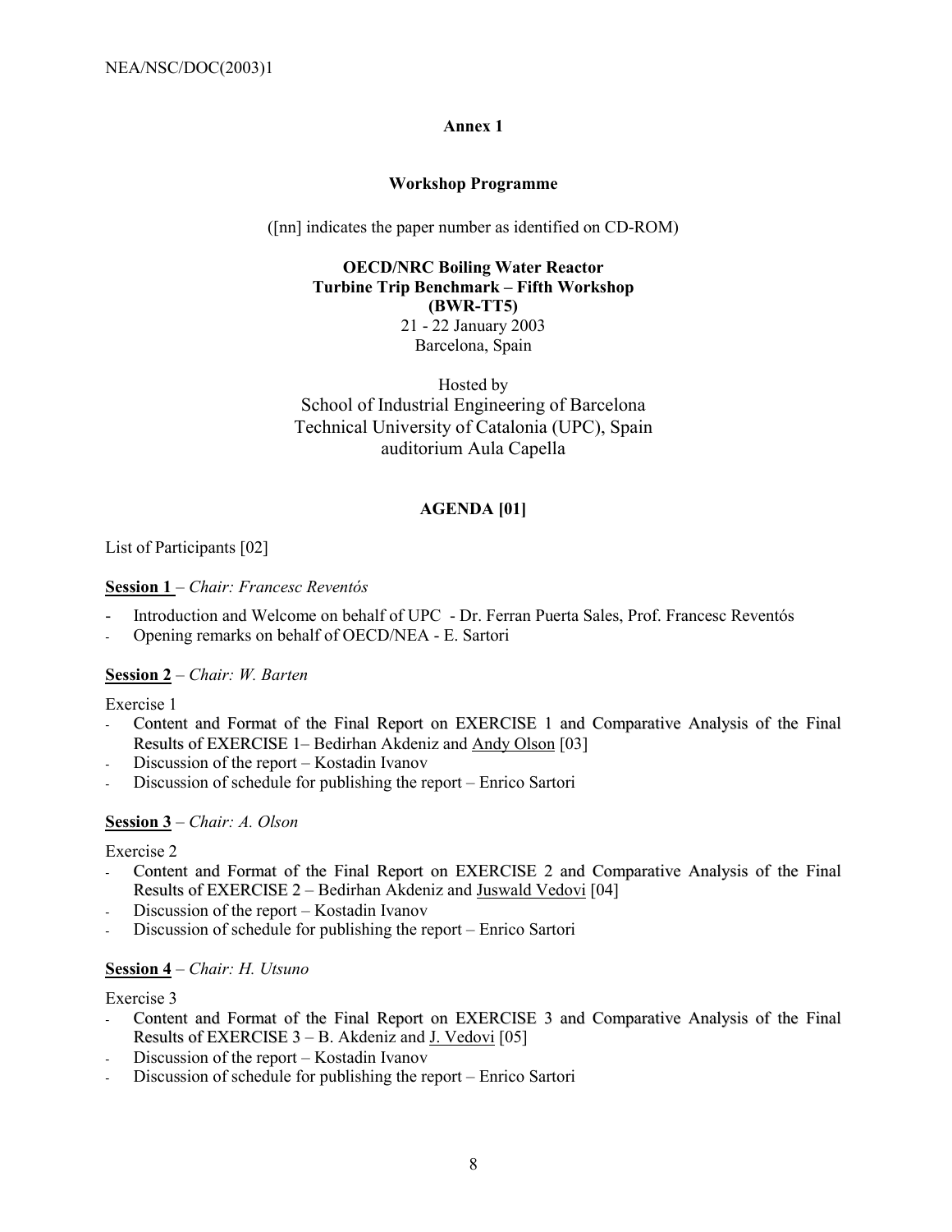**Annex 1**

**Workshop Programme**

([nn] indicates the paper number as identified on CD-ROM)

**OECD/NRC Boiling Water Reactor**
**Turbine Trip Benchmark – Fifth Workshop**
**(BWR-TT5)**
21 - 22 January 2003
Barcelona, Spain

Hosted by
School of Industrial Engineering of Barcelona
Technical University of Catalonia (UPC), Spain
auditorium Aula Capella

**AGENDA [01]**

List of Participants [02]

**Session 1** – *Chair: Francesc Reventós*

- Introduction and Welcome on behalf of UPC - Dr. Ferran Puerta Sales, Prof. Francesc Reventós
- Opening remarks on behalf of OECD/NEA - E. Sartori

**Session 2** – *Chair: W. Barten*

Exercise 1

- Content and Format of the Final Report on EXERCISE 1 and Comparative Analysis of the Final Results of EXERCISE 1– Bedirhan Akdeniz and Andy Olson [03]
- Discussion of the report – Kostadin Ivanov
- Discussion of schedule for publishing the report – Enrico Sartori

**Session 3** – *Chair: A. Olson*

Exercise 2

- Content and Format of the Final Report on EXERCISE 2 and Comparative Analysis of the Final Results of EXERCISE 2 – Bedirhan Akdeniz and Juswald Vedovi [04]
- Discussion of the report – Kostadin Ivanov
- Discussion of schedule for publishing the report – Enrico Sartori

**Session 4** – *Chair: H. Utsuno*

Exercise 3

- Content and Format of the Final Report on EXERCISE 3 and Comparative Analysis of the Final Results of EXERCISE 3 – B. Akdeniz and J. Vedovi [05]
- Discussion of the report – Kostadin Ivanov
- Discussion of schedule for publishing the report – Enrico Sartori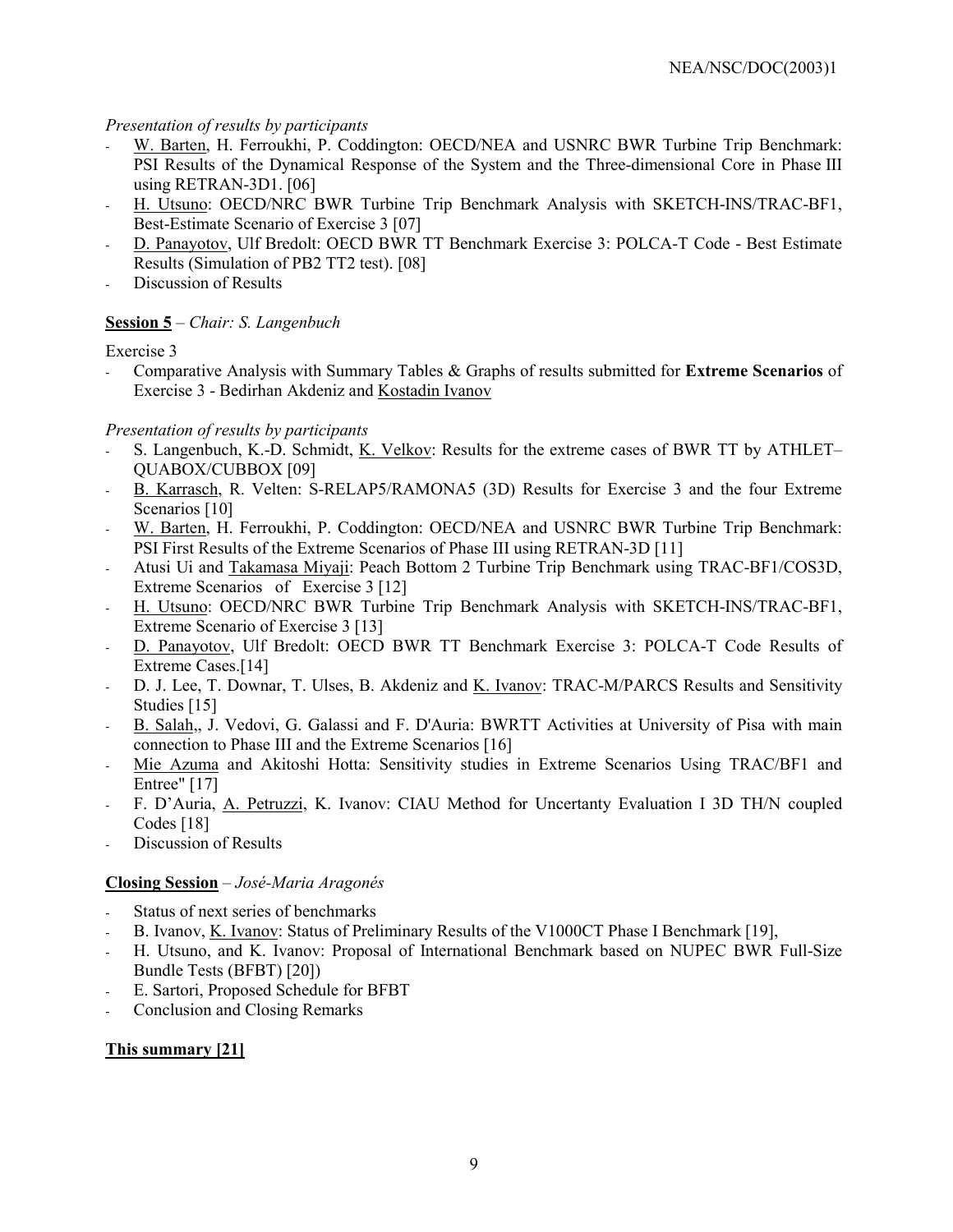*Presentation of results by participants*

- W. Barten, H. Ferroukhi, P. Coddington: OECD/NEA and USNRC BWR Turbine Trip Benchmark: PSI Results of the Dynamical Response of the System and the Three-dimensional Core in Phase III using RETRAN-3D1. [06]
- H. Utsuno: OECD/NRC BWR Turbine Trip Benchmark Analysis with SKETCH-INS/TRAC-BF1, Best-Estimate Scenario of Exercise 3 [07]
- D. Panayotov, Ulf Bredolt: OECD BWR TT Benchmark Exercise 3: POLCA-T Code - Best Estimate Results (Simulation of PB2 TT2 test). [08]
- Discussion of Results

**Session 5** – *Chair: S. Langenbuch*

Exercise 3

- Comparative Analysis with Summary Tables & Graphs of results submitted for **Extreme Scenarios** of Exercise 3 - Bedirhan Akdeniz and Kostadin Ivanov

*Presentation of results by participants*

- S. Langenbuch, K.-D. Schmidt, K. Velkov: Results for the extreme cases of BWR TT by ATHLET–QUABOX/CUBBOX [09]
- B. Karrasch, R. Velten: S-RELAP5/RAMONA5 (3D) Results for Exercise 3 and the four Extreme Scenarios [10]
- W. Barten, H. Ferroukhi, P. Coddington: OECD/NEA and USNRC BWR Turbine Trip Benchmark: PSI First Results of the Extreme Scenarios of Phase III using RETRAN-3D [11]
- Atusi Ui and Takamasa Miyaji: Peach Bottom 2 Turbine Trip Benchmark using TRAC-BF1/COS3D, Extreme Scenarios of Exercise 3 [12]
- H. Utsuno: OECD/NRC BWR Turbine Trip Benchmark Analysis with SKETCH-INS/TRAC-BF1, Extreme Scenario of Exercise 3 [13]
- D. Panayotov, Ulf Bredolt: OECD BWR TT Benchmark Exercise 3: POLCA-T Code Results of Extreme Cases.[14]
- D. J. Lee, T. Downar, T. Ulses, B. Akdeniz and K. Ivanov: TRAC-M/PARCS Results and Sensitivity Studies [15]
- B. Salah,, J. Vedovi, G. Galassi and F. D'Auria: BWRTT Activities at University of Pisa with main connection to Phase III and the Extreme Scenarios [16]
- Mie Azuma and Akitoshi Hotta: Sensitivity studies in Extreme Scenarios Using TRAC/BF1 and Entree" [17]
- F. D'Auria, A. Petruzzi, K. Ivanov: CIAU Method for Uncertanty Evaluation I 3D TH/N coupled Codes [18]
- Discussion of Results

**Closing Session** – *José-Maria Aragonés*

- Status of next series of benchmarks
- B. Ivanov, K. Ivanov: Status of Preliminary Results of the V1000CT Phase I Benchmark [19],
- H. Utsuno, and K. Ivanov: Proposal of International Benchmark based on NUPEC BWR Full-Size Bundle Tests (BFBT) [20])
- E. Sartori, Proposed Schedule for BFBT
- Conclusion and Closing Remarks

**This summary [21]**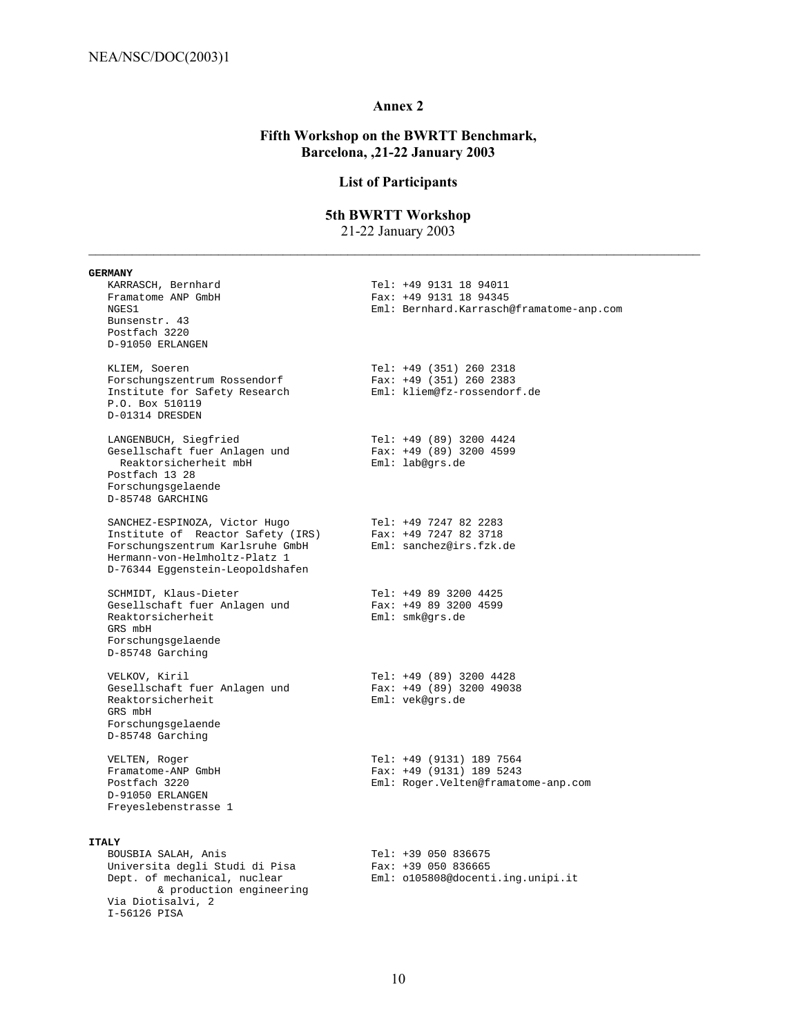## Annex 2

### Fifth Workshop on the BWRTT Benchmark, Barcelona, ,21-22 January 2003

### List of Participants

### 5th BWRTT Workshop

21-22 January 2003

---

**GERMANY**

KARRASCH, Bernhard
Framatome ANP GmbH
NGES1
Bunsenstr. 43
Postfach 3220
D-91050 ERLANGEN

Tel: +49 9131 18 94011
Fax: +49 9131 18 94345
Eml: Bernhard.Karrasch@framatome-anp.com

KLIEM, Soeren
Forschungszentrum Rossendorf
Institute for Safety Research
P.O. Box 510119
D-01314 DRESDEN

Tel: +49 (351) 260 2318
Fax: +49 (351) 260 2383
Eml: kliem@fz-rossendorf.de

LANGENBUCH, Siegfried
Gesellschaft fuer Anlagen und Reaktorsicherheit mbH
Postfach 13 28
Forschungsgelaende
D-85748 GARCHING

Tel: +49 (89) 3200 4424
Fax: +49 (89) 3200 4599
Eml: lab@grs.de

SANCHEZ-ESPINOZA, Victor Hugo
Institute of Reactor Safety (IRS)
Forschungszentrum Karlsruhe GmbH
Hermann-von-Helmholtz-Platz 1
D-76344 Eggenstein-Leopoldshafen

Tel: +49 7247 82 2283
Fax: +49 7247 82 3718
Eml: sanchez@irs.fzk.de

SCHMIDT, Klaus-Dieter
Gesellschaft fuer Anlagen und Reaktorsicherheit
GRS mbH
Forschungsgelaende
D-85748 Garching

Tel: +49 89 3200 4425
Fax: +49 89 3200 4599
Eml: smk@grs.de

VELKOV, Kiril
Gesellschaft fuer Anlagen und Reaktorsicherheit
GRS mbH
Forschungsgelaende
D-85748 Garching

Tel: +49 (89) 3200 4428
Fax: +49 (89) 3200 49038
Eml: vek@grs.de

VELTEN, Roger
Framatome-ANP GmbH
Postfach 3220
D-91050 ERLANGEN
Freyeslebenstrasse 1

Tel: +49 (9131) 189 7564
Fax: +49 (9131) 189 5243
Eml: Roger.Velten@framatome-anp.com

**ITALY**

BOUSBIA SALAH, Anis
Universita degli Studi di Pisa
Dept. of mechanical, nuclear & production engineering
Via Diotisalvi, 2
I-56126 PISA

Tel: +39 050 836675
Fax: +39 050 836665
Eml: o105808@docenti.ing.unipi.it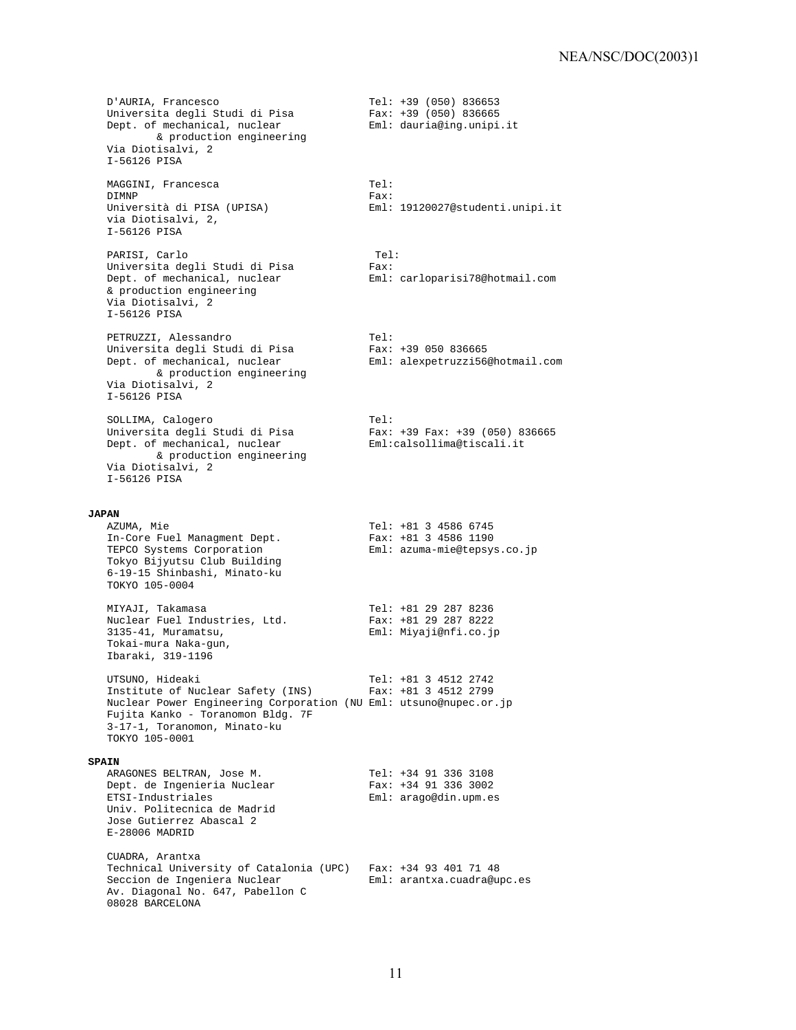D'AURIA, Francesco
Universita degli Studi di Pisa
Dept. of mechanical, nuclear & production engineering
Via Diotisalvi, 2
I-56126 PISA

Tel: +39 (050) 836653
Fax: +39 (050) 836665
Eml: dauria@ing.unipi.it

MAGGINI, Francesca
DIMNP
Università di PISA (UPISA)
via Diotisalvi, 2,
I-56126 PISA

Tel:
Fax:
Eml: 19120027@studenti.unipi.it

PARISI, Carlo
Universita degli Studi di Pisa
Dept. of mechanical, nuclear & production engineering
Via Diotisalvi, 2
I-56126 PISA

Tel:
Fax:
Eml: carloparisi78@hotmail.com

PETRUZZI, Alessandro
Universita degli Studi di Pisa
Dept. of mechanical, nuclear & production engineering
Via Diotisalvi, 2
I-56126 PISA

Tel:
Fax: +39 050 836665
Eml: alexpetruzzi56@hotmail.com

SOLLIMA, Calogero
Universita degli Studi di Pisa
Dept. of mechanical, nuclear & production engineering
Via Diotisalvi, 2
I-56126 PISA

Tel:
Fax: +39 Fax: +39 (050) 836665
Eml:calsollima@tiscali.it

**JAPAN**

AZUMA, Mie
In-Core Fuel Managment Dept.
TEPCO Systems Corporation
Tokyo Bijyutsu Club Building
6-19-15 Shinbashi, Minato-ku
TOKYO 105-0004

Tel: +81 3 4586 6745
Fax: +81 3 4586 1190
Eml: azuma-mie@tepsys.co.jp

MIYAJI, Takamasa
Nuclear Fuel Industries, Ltd.
3135-41, Muramatsu,
Tokai-mura Naka-gun,
Ibaraki, 319-1196

Tel: +81 29 287 8236
Fax: +81 29 287 8222
Eml: Miyaji@nfi.co.jp

UTSUNO, Hideaki
Institute of Nuclear Safety (INS)
Nuclear Power Engineering Corporation (NU
Fujita Kanko - Toranomon Bldg. 7F
3-17-1, Toranomon, Minato-ku
TOKYO 105-0001

Tel: +81 3 4512 2742
Fax: +81 3 4512 2799
Eml: utsuno@nupec.or.jp

**SPAIN**

ARAGONES BELTRAN, Jose M.
Dept. de Ingenieria Nuclear
ETSI-Industriales
Univ. Politecnica de Madrid
Jose Gutierrez Abascal 2
E-28006 MADRID

Tel: +34 91 336 3108
Fax: +34 91 336 3002
Eml: arago@din.upm.es

CUADRA, Arantxa
Technical University of Catalonia (UPC)
Seccion de Ingeniera Nuclear
Av. Diagonal No. 647, Pabellon C
08028 BARCELONA

Fax: +34 93 401 71 48
Eml: arantxa.cuadra@upc.es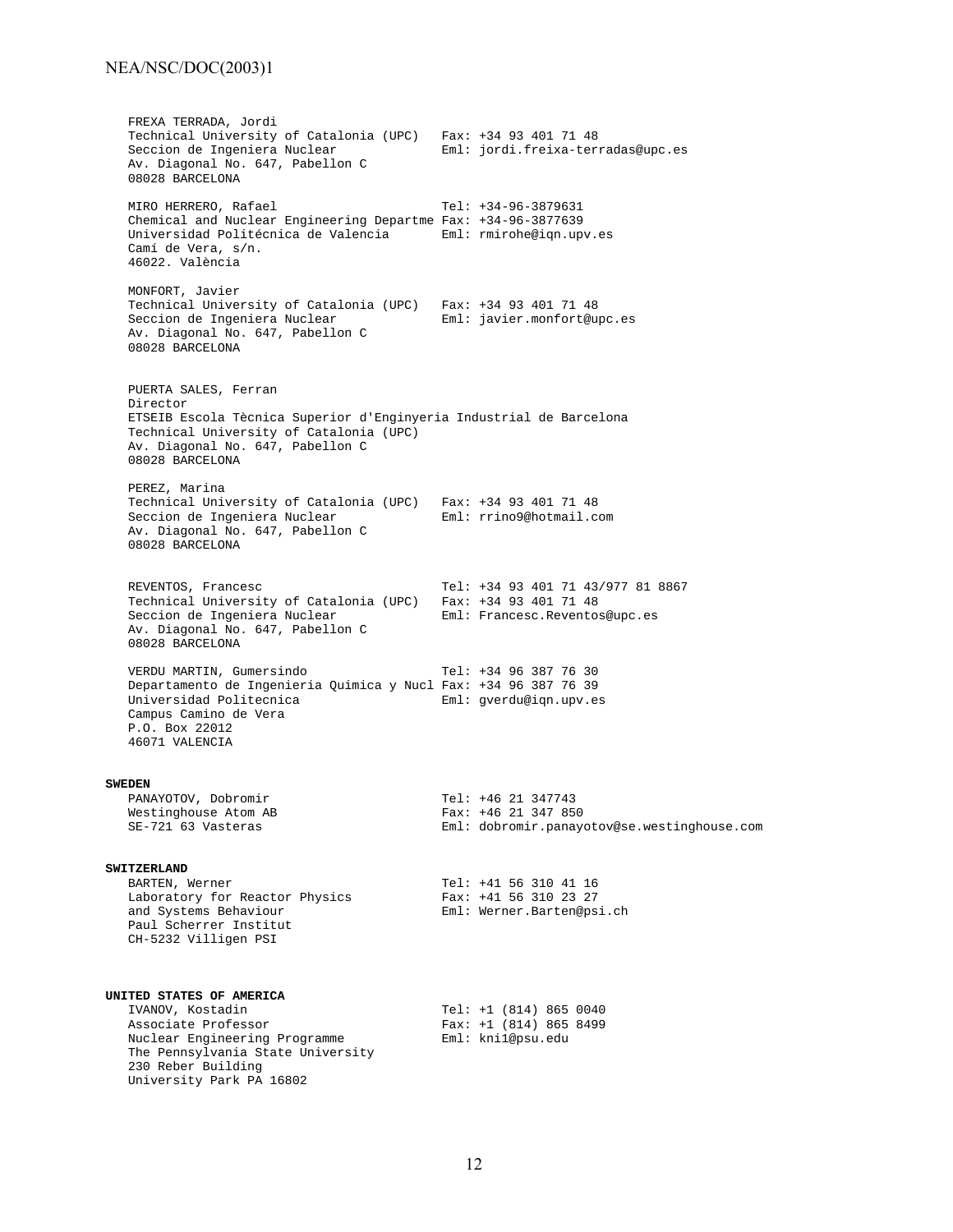FREXA TERRADA, Jordi
Technical University of Catalonia (UPC)
Seccion de Ingeniera Nuclear
Av. Diagonal No. 647, Pabellon C
08028 BARCELONA
Fax: +34 93 401 71 48
Eml: jordi.freixa-terradas@upc.es

MIRO HERRERO, Rafael
Chemical and Nuclear Engineering Departme
Universidad Politécnica de Valencia
Camí de Vera, s/n.
46022. València
Tel: +34-96-3879631
Fax: +34-96-3877639
Eml: rmirohe@iqn.upv.es

MONFORT, Javier
Technical University of Catalonia (UPC)
Seccion de Ingeniera Nuclear
Av. Diagonal No. 647, Pabellon C
08028 BARCELONA
Fax: +34 93 401 71 48
Eml: javier.monfort@upc.es

PUERTA SALES, Ferran
Director
ETSEIB Escola Tècnica Superior d'Enginyeria Industrial de Barcelona
Technical University of Catalonia (UPC)
Av. Diagonal No. 647, Pabellon C
08028 BARCELONA

PEREZ, Marina
Technical University of Catalonia (UPC)
Seccion de Ingeniera Nuclear
Av. Diagonal No. 647, Pabellon C
08028 BARCELONA
Fax: +34 93 401 71 48
Eml: rrino9@hotmail.com

REVENTOS, Francesc
Technical University of Catalonia (UPC)
Seccion de Ingeniera Nuclear
Av. Diagonal No. 647, Pabellon C
08028 BARCELONA
Tel: +34 93 401 71 43/977 81 8867
Fax: +34 93 401 71 48
Eml: Francesc.Reventos@upc.es

VERDU MARTIN, Gumersindo
Departamento de Ingenieria Quimica y Nucl
Universidad Politecnica
Campus Camino de Vera
P.O. Box 22012
46071 VALENCIA
Tel: +34 96 387 76 30
Fax: +34 96 387 76 39
Eml: gverdu@iqn.upv.es

**SWEDEN**

PANAYOTOV, Dobromir
Westinghouse Atom AB
SE-721 63 Vasteras
Tel: +46 21 347743
Fax: +46 21 347 850
Eml: dobromir.panayotov@se.westinghouse.com

**SWITZERLAND**

BARTEN, Werner
Laboratory for Reactor Physics
and Systems Behaviour
Paul Scherrer Institut
CH-5232 Villigen PSI
Tel: +41 56 310 41 16
Fax: +41 56 310 23 27
Eml: Werner.Barten@psi.ch

**UNITED STATES OF AMERICA**

IVANOV, Kostadin
Associate Professor
Nuclear Engineering Programme
The Pennsylvania State University
230 Reber Building
University Park PA 16802
Tel: +1 (814) 865 0040
Fax: +1 (814) 865 8499
Eml: kni1@psu.edu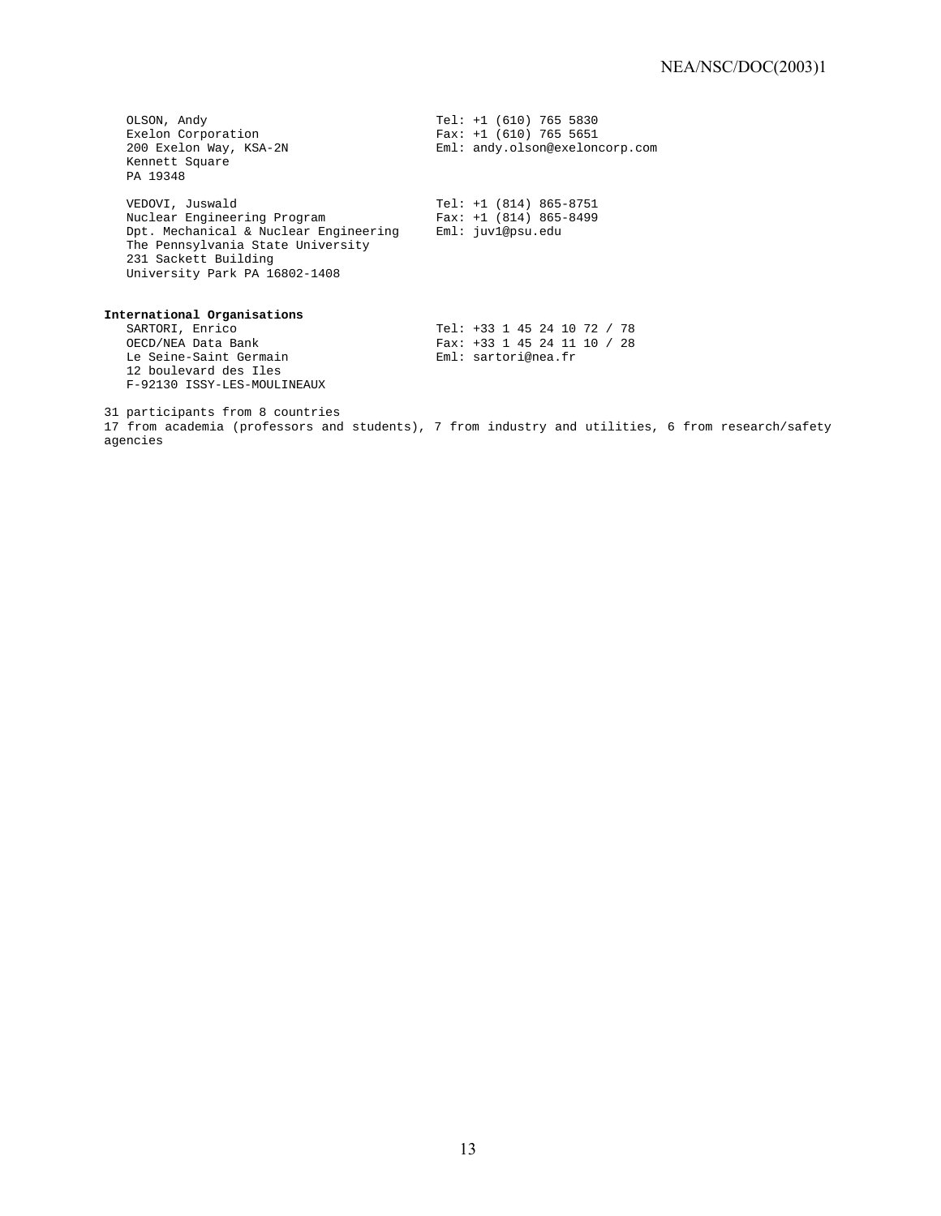OLSON, Andy
Exelon Corporation
200 Exelon Way, KSA-2N
Kennett Square
PA 19348

Tel: +1 (610) 765 5830
Fax: +1 (610) 765 5651
Eml: andy.olson@exeloncorp.com

VEDOVI, Juswald
Nuclear Engineering Program
Dpt. Mechanical & Nuclear Engineering
The Pennsylvania State University
231 Sackett Building
University Park PA 16802-1408

Tel: +1 (814) 865-8751
Fax: +1 (814) 865-8499
Eml: juv1@psu.edu

**International Organisations**

SARTORI, Enrico
OECD/NEA Data Bank
Le Seine-Saint Germain
12 boulevard des Iles
F-92130 ISSY-LES-MOULINEAUX

Tel: +33 1 45 24 10 72 / 78
Fax: +33 1 45 24 11 10 / 28
Eml: sartori@nea.fr

31 participants from 8 countries
17 from academia (professors and students), 7 from industry and utilities, 6 from research/safety agencies